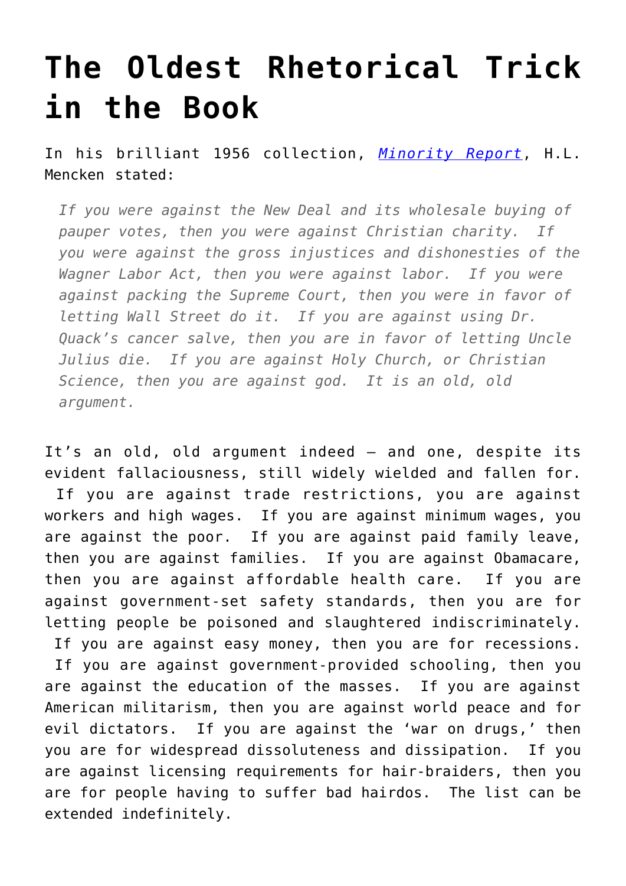# The Oldest Rhetorical Trick in the Book

In his brilliant 1956 collection, *Minority Report*, H.L. Mencken stated:

> *If you were against the New Deal and its wholesale buying of pauper votes, then you were against Christian charity. If you were against the gross injustices and dishonesties of the Wagner Labor Act, then you were against labor. If you were against packing the Supreme Court, then you were in favor of letting Wall Street do it. If you are against using Dr. Quack's cancer salve, then you are in favor of letting Uncle Julius die. If you are against Holy Church, or Christian Science, then you are against god. It is an old, old argument.*

It's an old, old argument indeed – and one, despite its evident fallaciousness, still widely wielded and fallen for. If you are against trade restrictions, you are against workers and high wages. If you are against minimum wages, you are against the poor. If you are against paid family leave, then you are against families. If you are against Obamacare, then you are against affordable health care. If you are against government-set safety standards, then you are for letting people be poisoned and slaughtered indiscriminately. If you are against easy money, then you are for recessions. If you are against government-provided schooling, then you are against the education of the masses. If you are against American militarism, then you are against world peace and for evil dictators. If you are against the 'war on drugs,' then you are for widespread dissoluteness and dissipation. If you are against licensing requirements for hair-braiders, then you are for people having to suffer bad hairdos. The list can be extended indefinitely.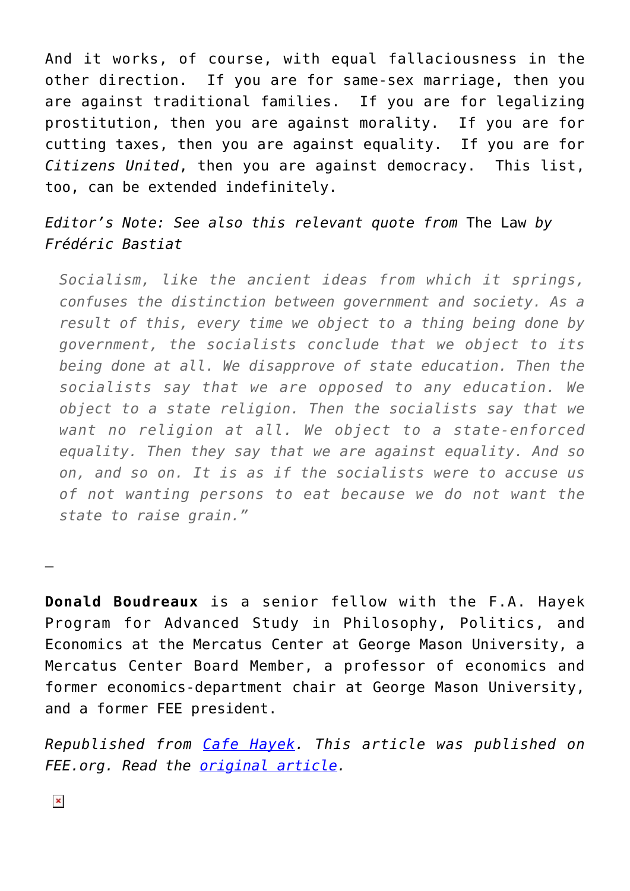And it works, of course, with equal fallaciousness in the other direction. If you are for same-sex marriage, then you are against traditional families. If you are for legalizing prostitution, then you are against morality. If you are for cutting taxes, then you are against equality. If you are for *Citizens United*, then you are against democracy. This list, too, can be extended indefinitely.

*Editor's Note: See also this relevant quote from* The Law *by Frédéric Bastiat*

> *Socialism, like the ancient ideas from which it springs, confuses the distinction between government and society. As a result of this, every time we object to a thing being done by government, the socialists conclude that we object to its being done at all. We disapprove of state education. Then the socialists say that we are opposed to any education. We object to a state religion. Then the socialists say that we want no religion at all. We object to a state-enforced equality. Then they say that we are against equality. And so on, and so on. It is as if the socialists were to accuse us of not wanting persons to eat because we do not want the state to raise grain."*

—

**Donald Boudreaux** is a senior fellow with the F.A. Hayek Program for Advanced Study in Philosophy, Politics, and Economics at the Mercatus Center at George Mason University, a Mercatus Center Board Member, a professor of economics and former economics-department chair at George Mason University, and a former FEE president.

*Republished from [Cafe Hayek](). This article was published on FEE.org. Read the [original article]().*